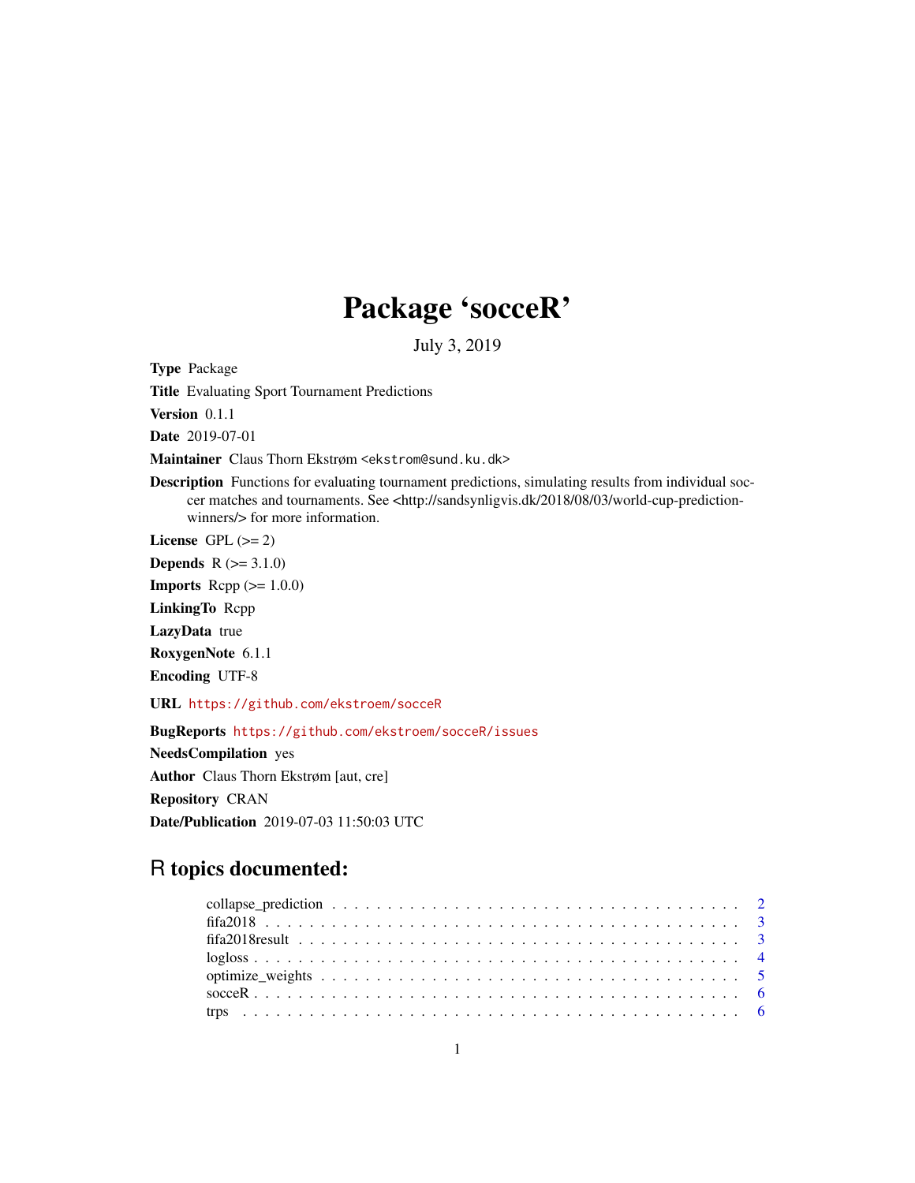# Package 'socceR'

July 3, 2019

**Type** Package

**Title** Evaluating Sport Tournament Predictions

**Version** 0.1.1

**Date** 2019-07-01

**Maintainer** Claus Thorn Ekstrøm <ekstrom@sund.ku.dk>

**Description** Functions for evaluating tournament predictions, simulating results from individual soccer matches and tournaments. See <http://sandsynligvis.dk/2018/08/03/world-cup-prediction-winners/> for more information.

**License** GPL (>= 2)

**Depends** R (>= 3.1.0)

**Imports** Rcpp (>= 1.0.0)

**LinkingTo** Rcpp

**LazyData** true

**RoxygenNote** 6.1.1

**Encoding** UTF-8

**URL** https://github.com/ekstroem/socceR

**BugReports** https://github.com/ekstroem/socceR/issues

**NeedsCompilation** yes

**Author** Claus Thorn Ekstrøm [aut, cre]

**Repository** CRAN

**Date/Publication** 2019-07-03 11:50:03 UTC

## R topics documented:

- collapse_prediction . . . . . . . . . . . . . . . . . . . . . . . . . . . . . . . . . . . . . 2
- fifa2018 . . . . . . . . . . . . . . . . . . . . . . . . . . . . . . . . . . . . . . . . . . . . 3
- fifa2018result . . . . . . . . . . . . . . . . . . . . . . . . . . . . . . . . . . . . . . . . . 3
- logloss . . . . . . . . . . . . . . . . . . . . . . . . . . . . . . . . . . . . . . . . . . . . . 4
- optimize_weights . . . . . . . . . . . . . . . . . . . . . . . . . . . . . . . . . . . . . . . 5
- socceR . . . . . . . . . . . . . . . . . . . . . . . . . . . . . . . . . . . . . . . . . . . . . 6
- trps . . . . . . . . . . . . . . . . . . . . . . . . . . . . . . . . . . . . . . . . . . . . . . 6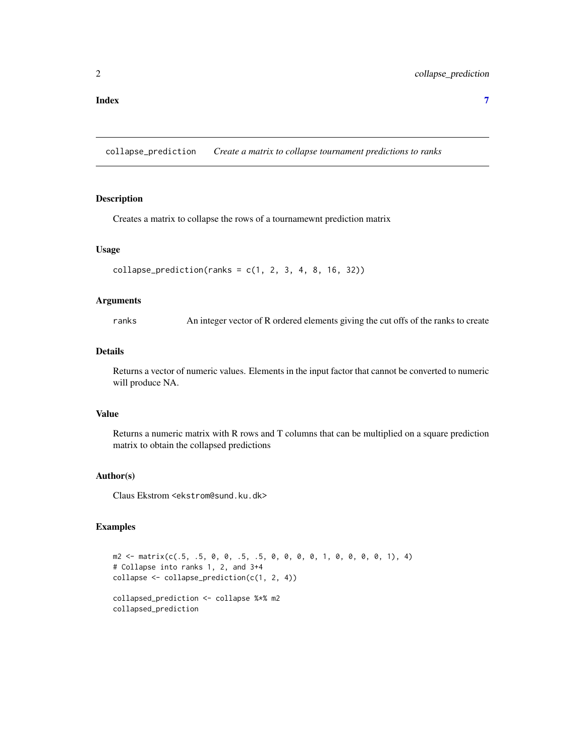**Index** **7**

---

`collapse_prediction` *Create a matrix to collapse tournament predictions to ranks*

---

## Description

Creates a matrix to collapse the rows of a tournamewnt prediction matrix

## Usage

```
collapse_prediction(ranks = c(1, 2, 3, 4, 8, 16, 32))
```

## Arguments

| | |
|---|---|
| ranks | An integer vector of R ordered elements giving the cut offs of the ranks to create |

## Details

Returns a vector of numeric values. Elements in the input factor that cannot be converted to numeric will produce NA.

## Value

Returns a numeric matrix with R rows and T columns that can be multiplied on a square prediction matrix to obtain the collapsed predictions

## Author(s)

Claus Ekstrom <ekstrom@sund.ku.dk>

## Examples

```
m2 <- matrix(c(.5, .5, 0, 0, .5, .5, 0, 0, 0, 0, 1, 0, 0, 0, 0, 1), 4)
# Collapse into ranks 1, 2, and 3+4
collapse <- collapse_prediction(c(1, 2, 4))

collapsed_prediction <- collapse %*% m2
collapsed_prediction
```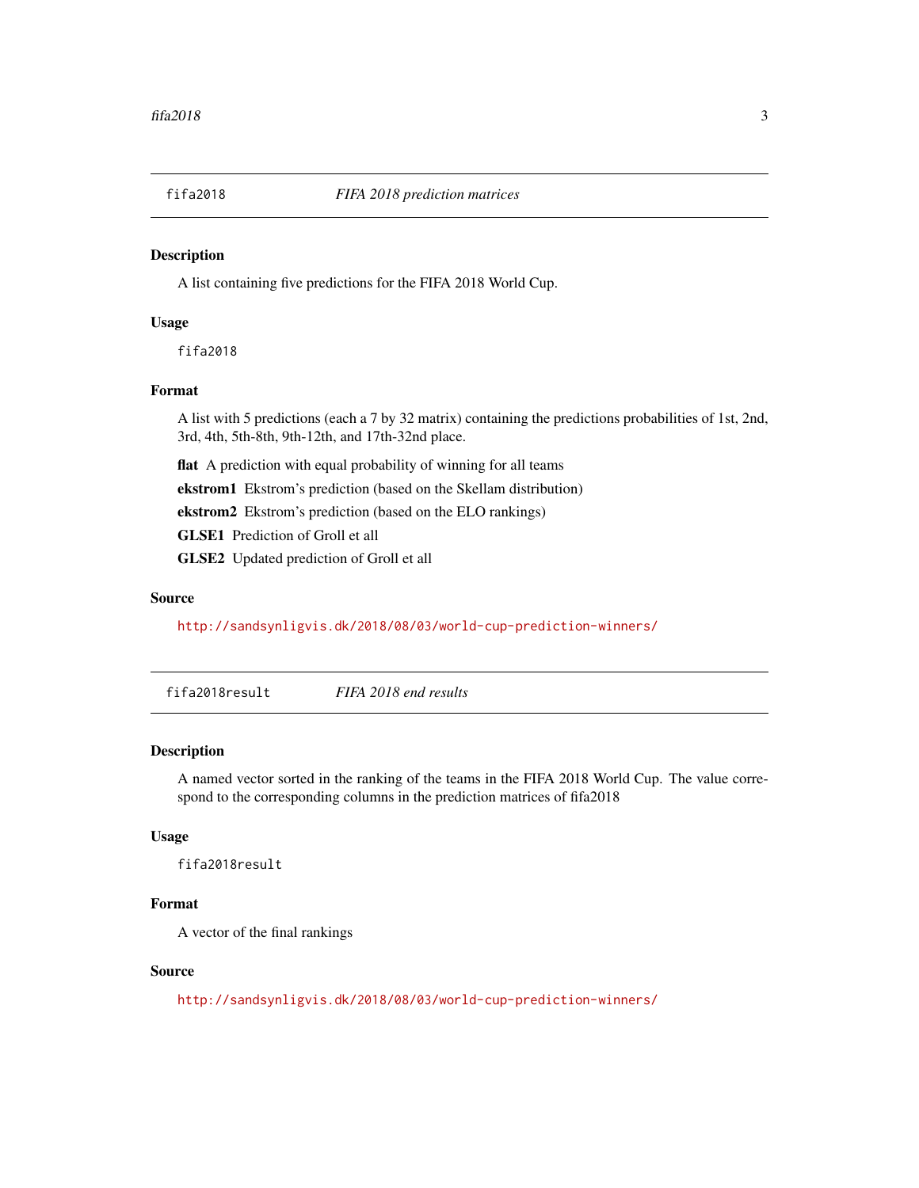## fifa2018 *FIFA 2018 prediction matrices*

### Description

A list containing five predictions for the FIFA 2018 World Cup.

### Usage

```
fifa2018
```

### Format

A list with 5 predictions (each a 7 by 32 matrix) containing the predictions probabilities of 1st, 2nd, 3rd, 4th, 5th-8th, 9th-12th, and 17th-32nd place.

**flat** A prediction with equal probability of winning for all teams

**ekstrom1** Ekstrom's prediction (based on the Skellam distribution)

**ekstrom2** Ekstrom's prediction (based on the ELO rankings)

**GLSE1** Prediction of Groll et all

**GLSE2** Updated prediction of Groll et all

### Source

http://sandsynligvis.dk/2018/08/03/world-cup-prediction-winners/

## fifa2018result *FIFA 2018 end results*

### Description

A named vector sorted in the ranking of the teams in the FIFA 2018 World Cup. The value correspond to the corresponding columns in the prediction matrices of fifa2018

### Usage

```
fifa2018result
```

### Format

A vector of the final rankings

### Source

http://sandsynligvis.dk/2018/08/03/world-cup-prediction-winners/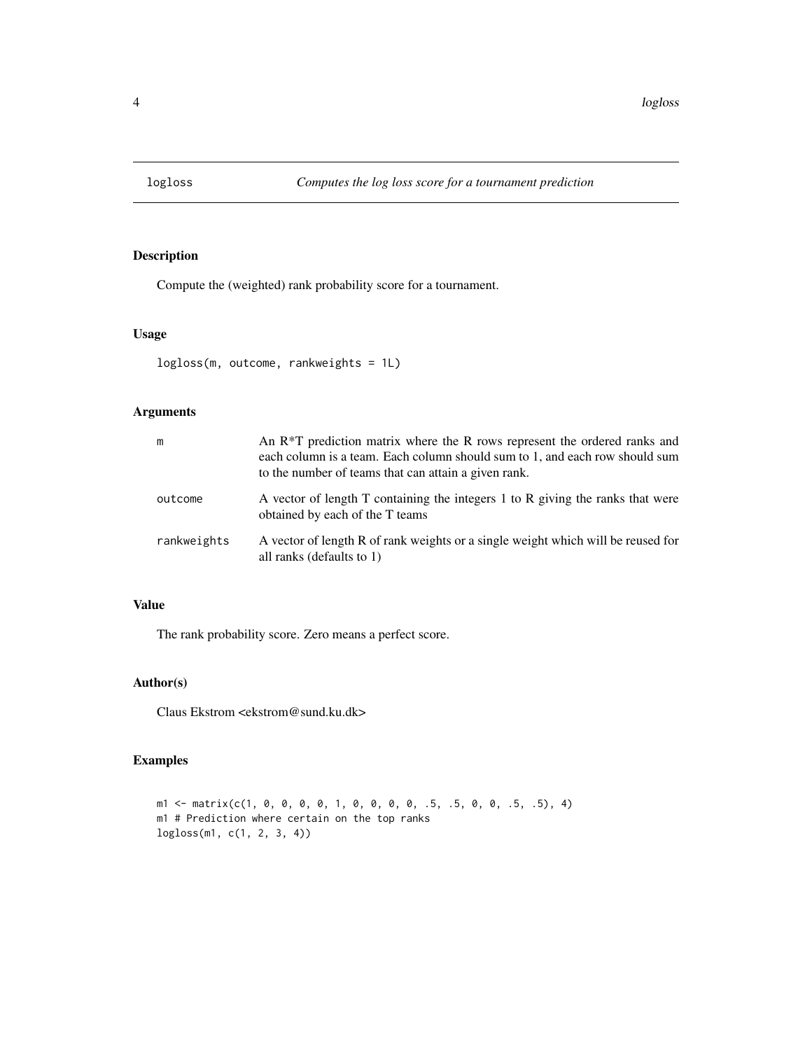# logloss — *Computes the log loss score for a tournament prediction*

## Description

Compute the (weighted) rank probability score for a tournament.

## Usage

```
logloss(m, outcome, rankweights = 1L)
```

## Arguments

| | |
|---|---|
| m | An R*T prediction matrix where the R rows represent the ordered ranks and each column is a team. Each column should sum to 1, and each row should sum to the number of teams that can attain a given rank. |
| outcome | A vector of length T containing the integers 1 to R giving the ranks that were obtained by each of the T teams |
| rankweights | A vector of length R of rank weights or a single weight which will be reused for all ranks (defaults to 1) |

## Value

The rank probability score. Zero means a perfect score.

## Author(s)

Claus Ekstrom <ekstrom@sund.ku.dk>

## Examples

```
m1 <- matrix(c(1, 0, 0, 0, 0, 1, 0, 0, 0, 0, .5, .5, 0, 0, .5, .5), 4)
m1 # Prediction where certain on the top ranks
logloss(m1, c(1, 2, 3, 4))
```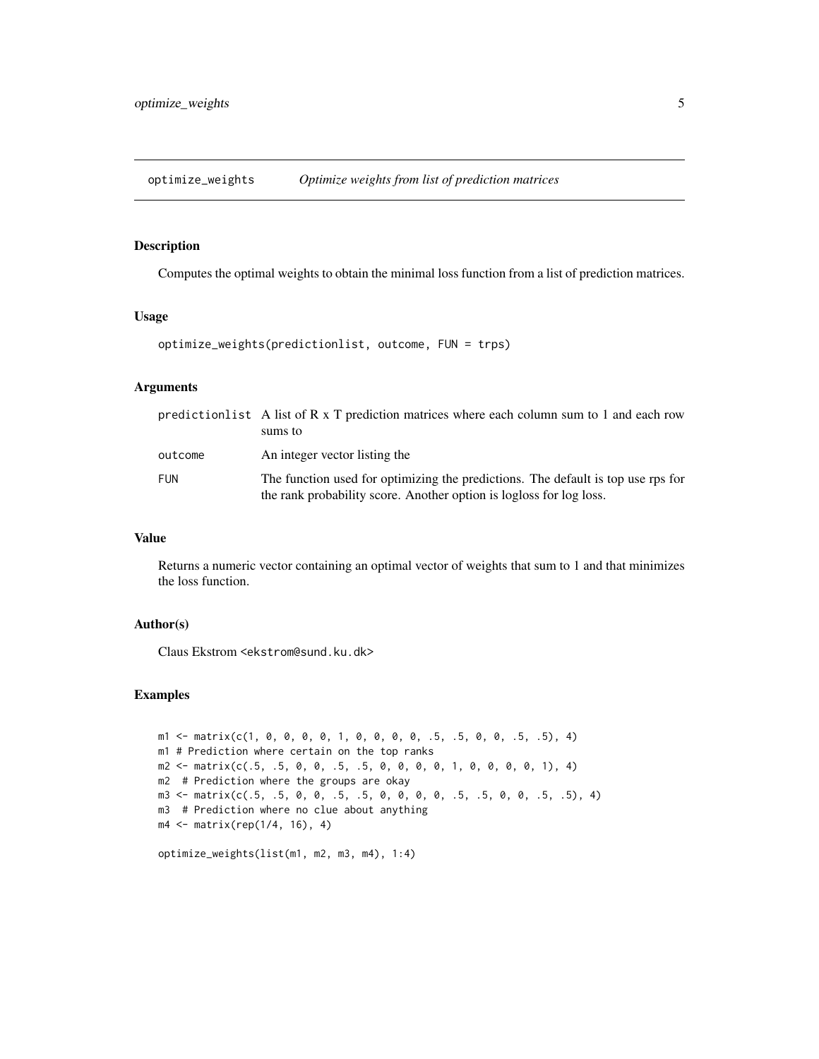## optimize_weights *Optimize weights from list of prediction matrices*

### Description

Computes the optimal weights to obtain the minimal loss function from a list of prediction matrices.

### Usage

```
optimize_weights(predictionlist, outcome, FUN = trps)
```

### Arguments

| | |
|---|---|
| predictionlist | A list of R x T prediction matrices where each column sum to 1 and each row sums to |
| outcome | An integer vector listing the |
| FUN | The function used for optimizing the predictions. The default is top use rps for the rank probability score. Another option is logloss for log loss. |

### Value

Returns a numeric vector containing an optimal vector of weights that sum to 1 and that minimizes the loss function.

### Author(s)

Claus Ekstrom <ekstrom@sund.ku.dk>

### Examples

```
m1 <- matrix(c(1, 0, 0, 0, 0, 1, 0, 0, 0, 0, .5, .5, 0, 0, .5, .5), 4)
m1 # Prediction where certain on the top ranks
m2 <- matrix(c(.5, .5, 0, 0, .5, .5, 0, 0, 0, 0, 1, 0, 0, 0, 0, 1), 4)
m2  # Prediction where the groups are okay
m3 <- matrix(c(.5, .5, 0, 0, .5, .5, 0, 0, 0, 0, .5, .5, 0, 0, .5, .5), 4)
m3  # Prediction where no clue about anything
m4 <- matrix(rep(1/4, 16), 4)

optimize_weights(list(m1, m2, m3, m4), 1:4)
```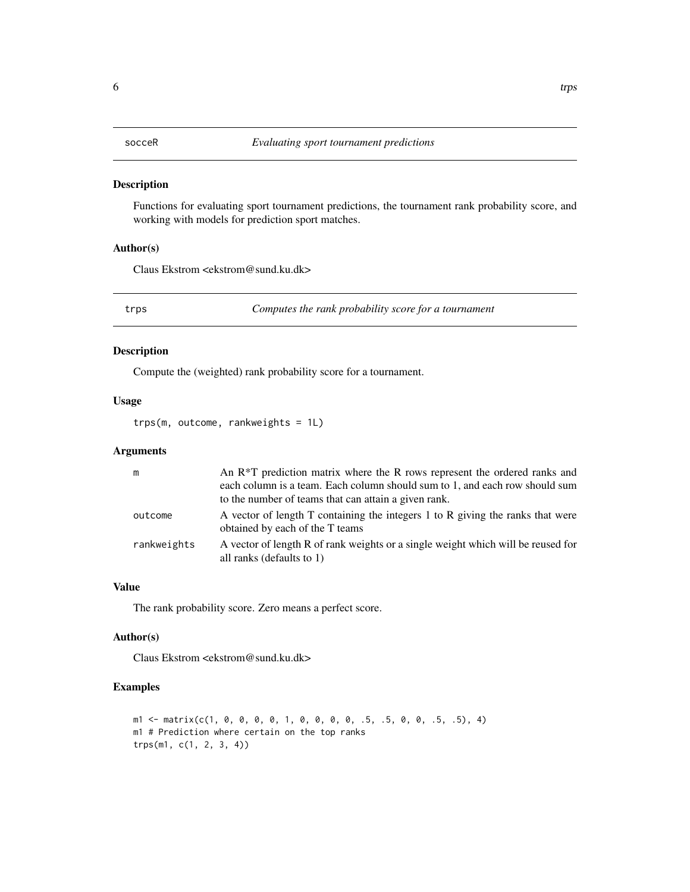## socceR — *Evaluating sport tournament predictions*

### Description

Functions for evaluating sport tournament predictions, the tournament rank probability score, and working with models for prediction sport matches.

### Author(s)

Claus Ekstrom <ekstrom@sund.ku.dk>

## trps — *Computes the rank probability score for a tournament*

### Description

Compute the (weighted) rank probability score for a tournament.

### Usage

```
trps(m, outcome, rankweights = 1L)
```

### Arguments

| | |
|---|---|
| m | An R*T prediction matrix where the R rows represent the ordered ranks and each column is a team. Each column should sum to 1, and each row should sum to the number of teams that can attain a given rank. |
| outcome | A vector of length T containing the integers 1 to R giving the ranks that were obtained by each of the T teams |
| rankweights | A vector of length R of rank weights or a single weight which will be reused for all ranks (defaults to 1) |

### Value

The rank probability score. Zero means a perfect score.

### Author(s)

Claus Ekstrom <ekstrom@sund.ku.dk>

### Examples

```
m1 <- matrix(c(1, 0, 0, 0, 0, 1, 0, 0, 0, 0, .5, .5, 0, 0, .5, .5), 4)
m1 # Prediction where certain on the top ranks
trps(m1, c(1, 2, 3, 4))
```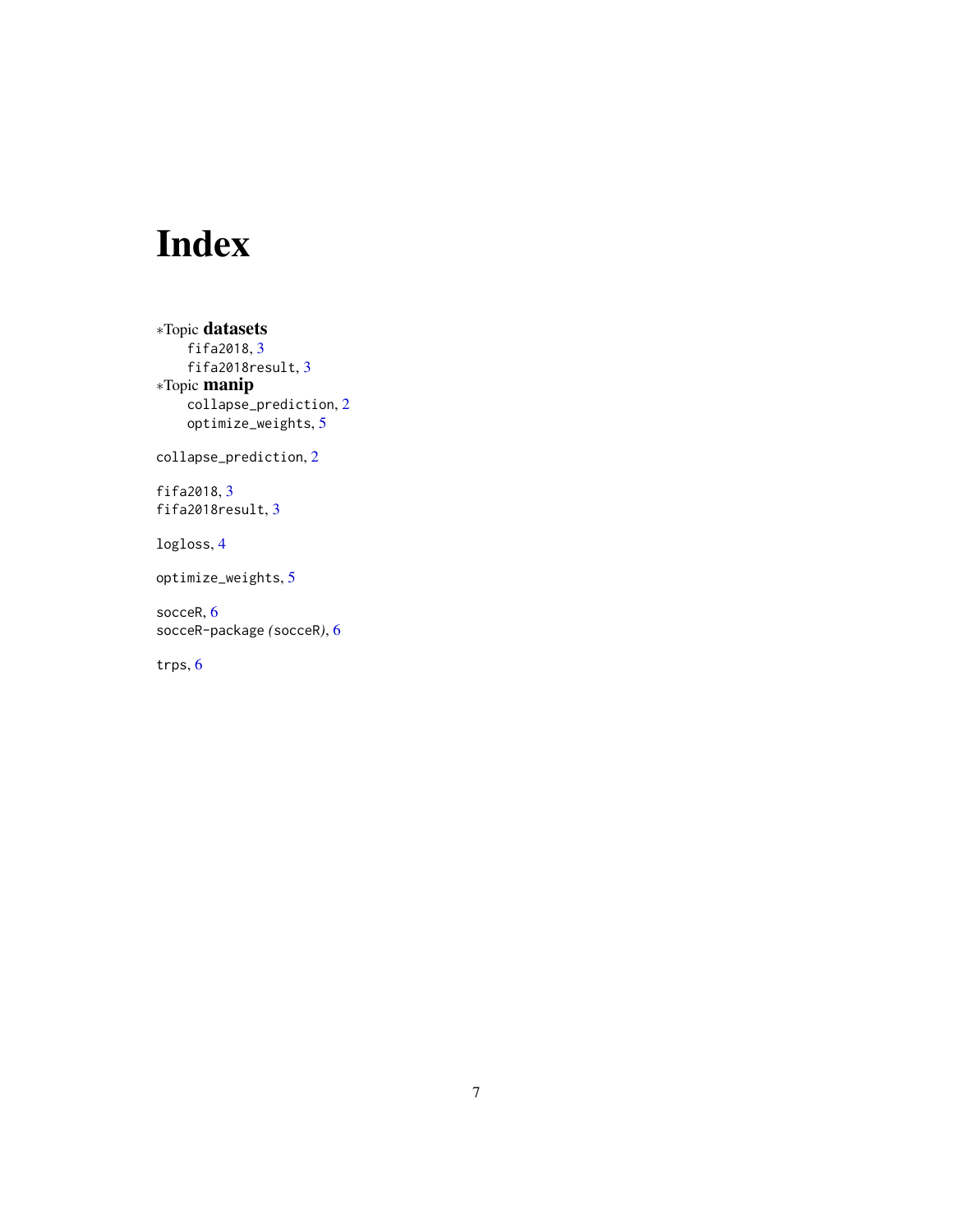# Index

∗Topic **datasets**
    fifa2018, 3
    fifa2018result, 3
∗Topic **manip**
    collapse_prediction, 2
    optimize_weights, 5

collapse_prediction, 2

fifa2018, 3
fifa2018result, 3

logloss, 4

optimize_weights, 5

socceR, 6
socceR-package *(*socceR*)*, 6

trps, 6